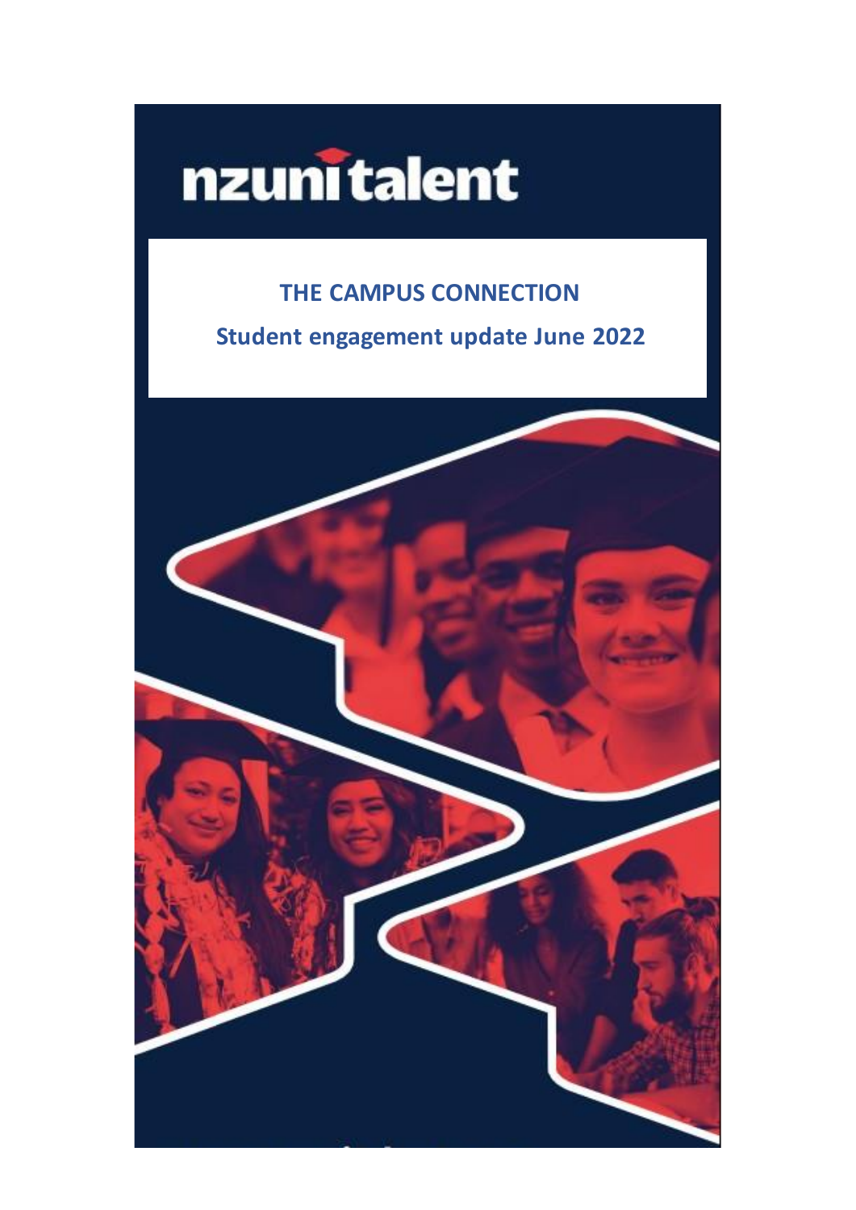nzunitalent

# THE CAMPUS CONNECTION

## Student engagement update June 2022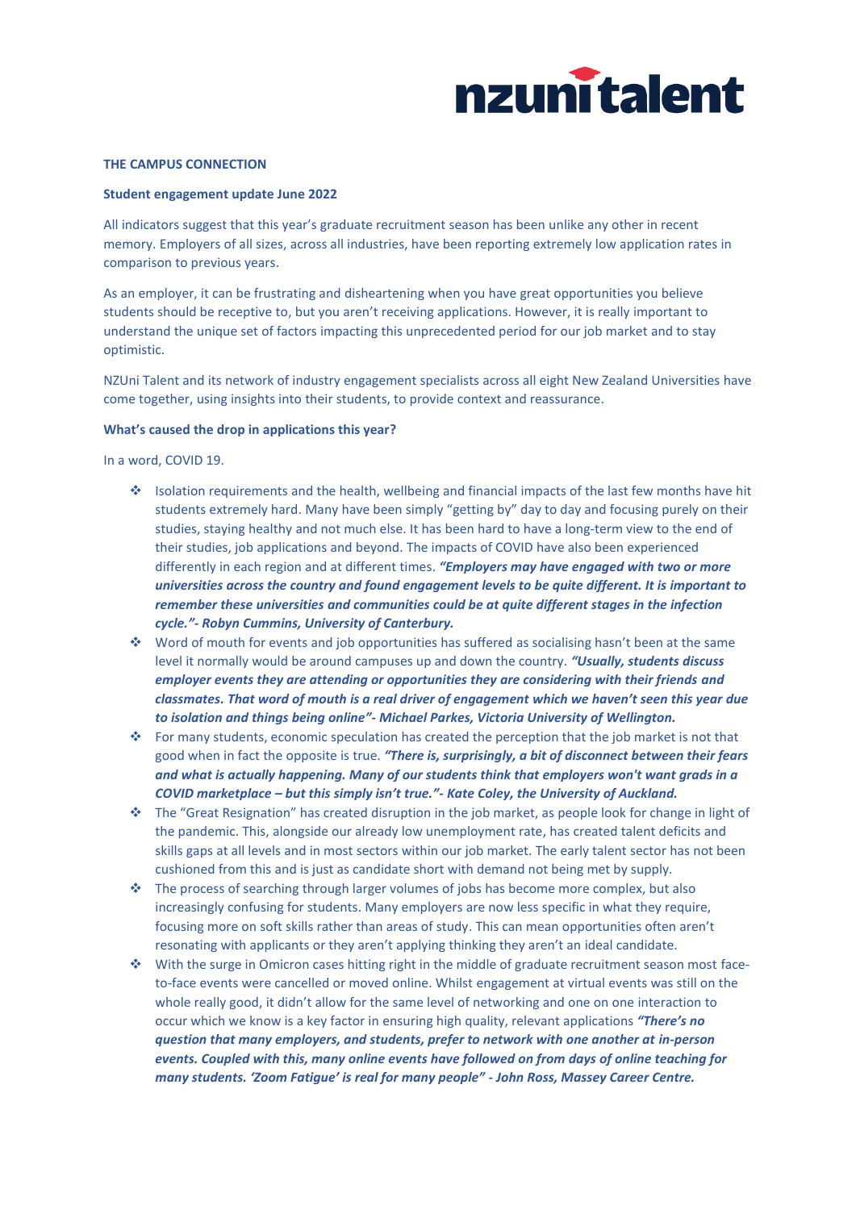**THE CAMPUS CONNECTION**

**Student engagement update June 2022**

All indicators suggest that this year's graduate recruitment season has been unlike any other in recent memory. Employers of all sizes, across all industries, have been reporting extremely low application rates in comparison to previous years.

As an employer, it can be frustrating and disheartening when you have great opportunities you believe students should be receptive to, but you aren't receiving applications. However, it is really important to understand the unique set of factors impacting this unprecedented period for our job market and to stay optimistic.

NZUni Talent and its network of industry engagement specialists across all eight New Zealand Universities have come together, using insights into their students, to provide context and reassurance.

**What's caused the drop in applications this year?**

In a word, COVID 19.

- Isolation requirements and the health, wellbeing and financial impacts of the last few months have hit students extremely hard. Many have been simply "getting by" day to day and focusing purely on their studies, staying healthy and not much else. It has been hard to have a long-term view to the end of their studies, job applications and beyond. The impacts of COVID have also been experienced differently in each region and at different times. ***"Employers may have engaged with two or more universities across the country and found engagement levels to be quite different. It is important to remember these universities and communities could be at quite different stages in the infection cycle."- Robyn Cummins, University of Canterbury.***
- Word of mouth for events and job opportunities has suffered as socialising hasn't been at the same level it normally would be around campuses up and down the country. ***"Usually, students discuss employer events they are attending or opportunities they are considering with their friends and classmates. That word of mouth is a real driver of engagement which we haven't seen this year due to isolation and things being online"- Michael Parkes, Victoria University of Wellington.***
- For many students, economic speculation has created the perception that the job market is not that good when in fact the opposite is true. ***"There is, surprisingly, a bit of disconnect between their fears and what is actually happening. Many of our students think that employers won't want grads in a COVID marketplace – but this simply isn't true."- Kate Coley, the University of Auckland.***
- The "Great Resignation" has created disruption in the job market, as people look for change in light of the pandemic. This, alongside our already low unemployment rate, has created talent deficits and skills gaps at all levels and in most sectors within our job market. The early talent sector has not been cushioned from this and is just as candidate short with demand not being met by supply.
- The process of searching through larger volumes of jobs has become more complex, but also increasingly confusing for students. Many employers are now less specific in what they require, focusing more on soft skills rather than areas of study. This can mean opportunities often aren't resonating with applicants or they aren't applying thinking they aren't an ideal candidate.
- With the surge in Omicron cases hitting right in the middle of graduate recruitment season most face-to-face events were cancelled or moved online. Whilst engagement at virtual events was still on the whole really good, it didn't allow for the same level of networking and one on one interaction to occur which we know is a key factor in ensuring high quality, relevant applications ***"There's no question that many employers, and students, prefer to network with one another at in-person events. Coupled with this, many online events have followed on from days of online teaching for many students. 'Zoom Fatigue' is real for many people" - John Ross, Massey Career Centre.***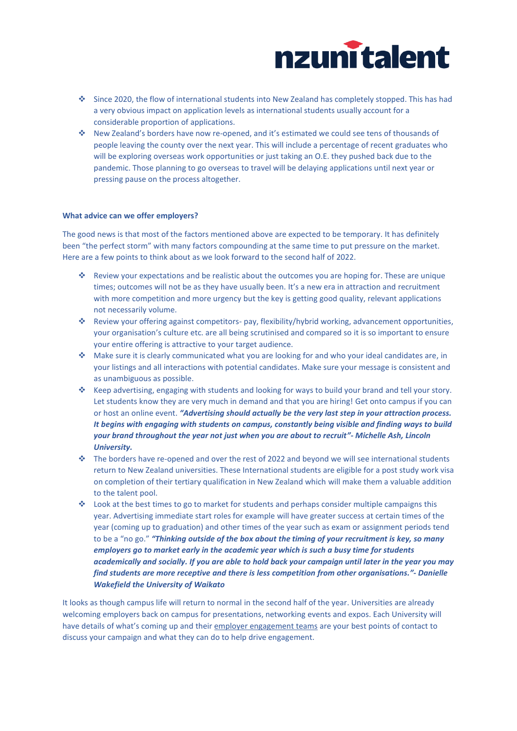- Since 2020, the flow of international students into New Zealand has completely stopped. This has had a very obvious impact on application levels as international students usually account for a considerable proportion of applications.
- New Zealand's borders have now re-opened, and it's estimated we could see tens of thousands of people leaving the county over the next year. This will include a percentage of recent graduates who will be exploring overseas work opportunities or just taking an O.E. they pushed back due to the pandemic. Those planning to go overseas to travel will be delaying applications until next year or pressing pause on the process altogether.

**What advice can we offer employers?**

The good news is that most of the factors mentioned above are expected to be temporary. It has definitely been "the perfect storm" with many factors compounding at the same time to put pressure on the market. Here are a few points to think about as we look forward to the second half of 2022.

- Review your expectations and be realistic about the outcomes you are hoping for. These are unique times; outcomes will not be as they have usually been. It's a new era in attraction and recruitment with more competition and more urgency but the key is getting good quality, relevant applications not necessarily volume.
- Review your offering against competitors- pay, flexibility/hybrid working, advancement opportunities, your organisation's culture etc. are all being scrutinised and compared so it is so important to ensure your entire offering is attractive to your target audience.
- Make sure it is clearly communicated what you are looking for and who your ideal candidates are, in your listings and all interactions with potential candidates. Make sure your message is consistent and as unambiguous as possible.
- Keep advertising, engaging with students and looking for ways to build your brand and tell your story. Let students know they are very much in demand and that you are hiring! Get onto campus if you can or host an online event. ***"Advertising should actually be the very last step in your attraction process. It begins with engaging with students on campus, constantly being visible and finding ways to build your brand throughout the year not just when you are about to recruit"- Michelle Ash, Lincoln University.***
- The borders have re-opened and over the rest of 2022 and beyond we will see international students return to New Zealand universities. These International students are eligible for a post study work visa on completion of their tertiary qualification in New Zealand which will make them a valuable addition to the talent pool.
- Look at the best times to go to market for students and perhaps consider multiple campaigns this year. Advertising immediate start roles for example will have greater success at certain times of the year (coming up to graduation) and other times of the year such as exam or assignment periods tend to be a "no go." ***"Thinking outside of the box about the timing of your recruitment is key, so many employers go to market early in the academic year which is such a busy time for students academically and socially. If you are able to hold back your campaign until later in the year you may find students are more receptive and there is less competition from other organisations."- Danielle Wakefield the University of Waikato***

It looks as though campus life will return to normal in the second half of the year. Universities are already welcoming employers back on campus for presentations, networking events and expos. Each University will have details of what's coming up and their employer engagement teams are your best points of contact to discuss your campaign and what they can do to help drive engagement.